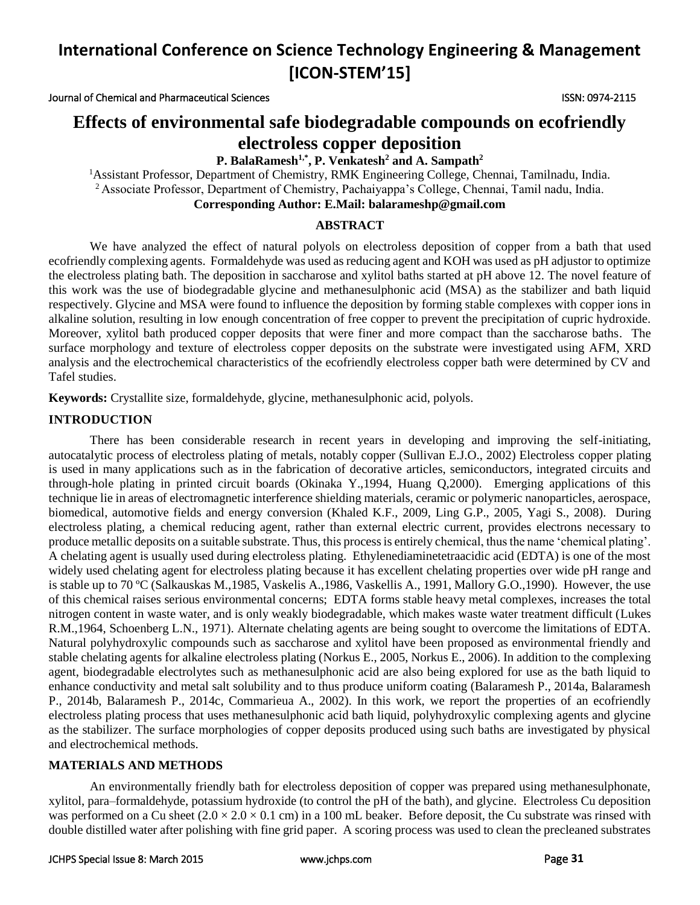# Effects of environmental safe biodegradable compounds on ecofriendly electroless copper deposition

**P. BalaRamesh[1,*], P. Venkatesh[2] and A. Sampath[2]**

[1]Assistant Professor, Department of Chemistry, RMK Engineering College, Chennai, Tamilnadu, India.

[2]Associate Professor, Department of Chemistry, Pachaiyappa's College, Chennai, Tamil nadu, India.

**Corresponding Author: E.Mail: balarameshp@gmail.com**

## ABSTRACT

We have analyzed the effect of natural polyols on electroless deposition of copper from a bath that used ecofriendly complexing agents. Formaldehyde was used as reducing agent and KOH was used as pH adjustor to optimize the electroless plating bath. The deposition in saccharose and xylitol baths started at pH above 12. The novel feature of this work was the use of biodegradable glycine and methanesulphonic acid (MSA) as the stabilizer and bath liquid respectively. Glycine and MSA were found to influence the deposition by forming stable complexes with copper ions in alkaline solution, resulting in low enough concentration of free copper to prevent the precipitation of cupric hydroxide. Moreover, xylitol bath produced copper deposits that were finer and more compact than the saccharose baths. The surface morphology and texture of electroless copper deposits on the substrate were investigated using AFM, XRD analysis and the electrochemical characteristics of the ecofriendly electroless copper bath were determined by CV and Tafel studies.

**Keywords:** Crystallite size, formaldehyde, glycine, methanesulphonic acid, polyols.

## INTRODUCTION

There has been considerable research in recent years in developing and improving the self-initiating, autocatalytic process of electroless plating of metals, notably copper (Sullivan E.J.O., 2002) Electroless copper plating is used in many applications such as in the fabrication of decorative articles, semiconductors, integrated circuits and through-hole plating in printed circuit boards (Okinaka Y.,1994, Huang Q,2000). Emerging applications of this technique lie in areas of electromagnetic interference shielding materials, ceramic or polymeric nanoparticles, aerospace, biomedical, automotive fields and energy conversion (Khaled K.F., 2009, Ling G.P., 2005, Yagi S., 2008). During electroless plating, a chemical reducing agent, rather than external electric current, provides electrons necessary to produce metallic deposits on a suitable substrate. Thus, this process is entirely chemical, thus the name 'chemical plating'. A chelating agent is usually used during electroless plating. Ethylenediaminetetraacidic acid (EDTA) is one of the most widely used chelating agent for electroless plating because it has excellent chelating properties over wide pH range and is stable up to 70 ºC (Salkauskas M.,1985, Vaskelis A.,1986, Vaskellis A., 1991, Mallory G.O.,1990). However, the use of this chemical raises serious environmental concerns; EDTA forms stable heavy metal complexes, increases the total nitrogen content in waste water, and is only weakly biodegradable, which makes waste water treatment difficult (Lukes R.M.,1964, Schoenberg L.N., 1971). Alternate chelating agents are being sought to overcome the limitations of EDTA. Natural polyhydroxylic compounds such as saccharose and xylitol have been proposed as environmental friendly and stable chelating agents for alkaline electroless plating (Norkus E., 2005, Norkus E., 2006). In addition to the complexing agent, biodegradable electrolytes such as methanesulphonic acid are also being explored for use as the bath liquid to enhance conductivity and metal salt solubility and to thus produce uniform coating (Balaramesh P., 2014a, Balaramesh P., 2014b, Balaramesh P., 2014c, Commarieua A., 2002). In this work, we report the properties of an ecofriendly electroless plating process that uses methanesulphonic acid bath liquid, polyhydroxylic complexing agents and glycine as the stabilizer. The surface morphologies of copper deposits produced using such baths are investigated by physical and electrochemical methods.

## MATERIALS AND METHODS

An environmentally friendly bath for electroless deposition of copper was prepared using methanesulphonate, xylitol, para–formaldehyde, potassium hydroxide (to control the pH of the bath), and glycine. Electroless Cu deposition was performed on a Cu sheet (2.0 × 2.0 × 0.1 cm) in a 100 mL beaker. Before deposit, the Cu substrate was rinsed with double distilled water after polishing with fine grid paper. A scoring process was used to clean the precleaned substrates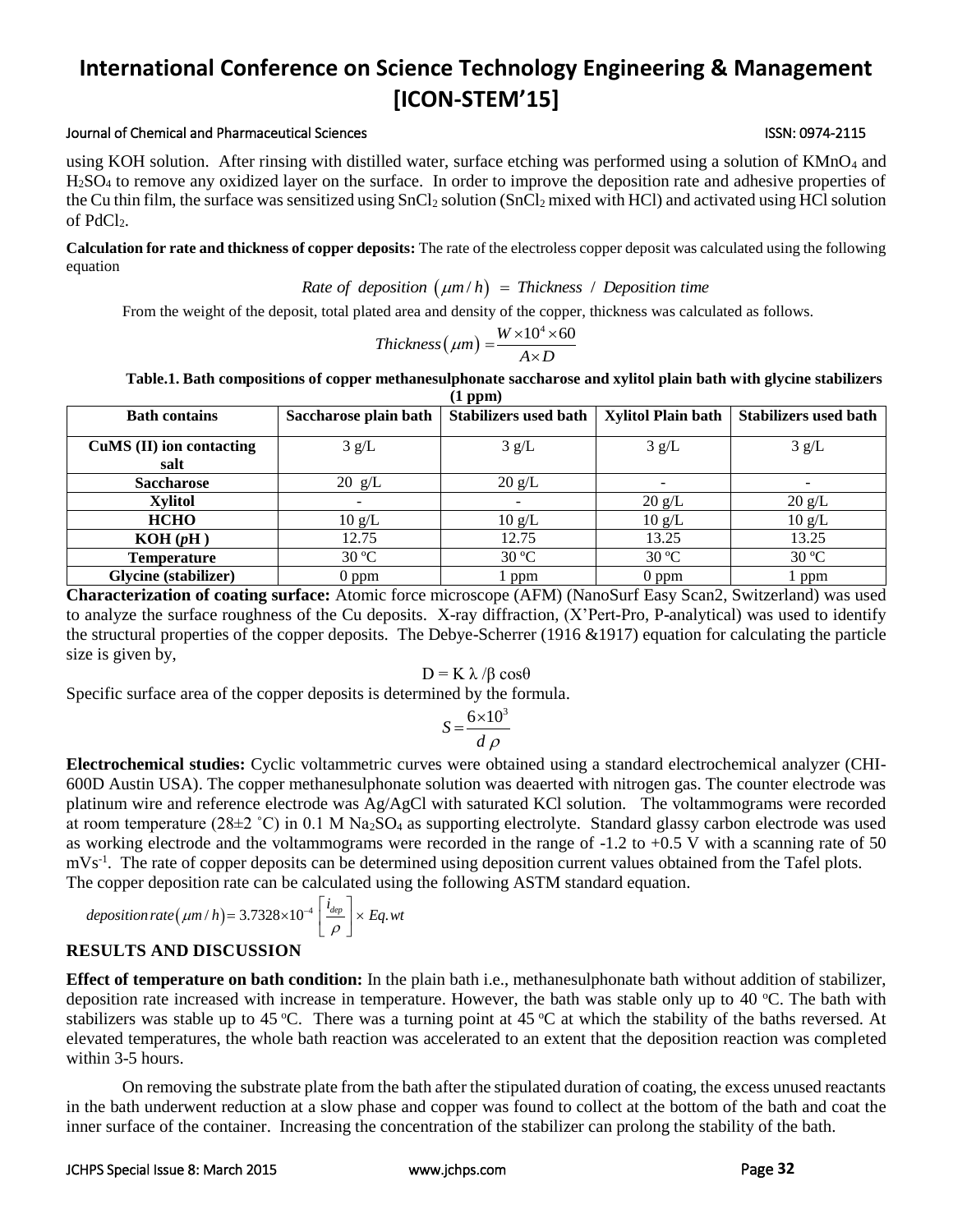using KOH solution. After rinsing with distilled water, surface etching was performed using a solution of $KMnO_4$ and $H_2SO_4$ to remove any oxidized layer on the surface. In order to improve the deposition rate and adhesive properties of the Cu thin film, the surface was sensitized using $SnCl_2$ solution ($SnCl_2$ mixed with HCl) and activated using HCl solution of $PdCl_2$.

**Calculation for rate and thickness of copper deposits:** The rate of the electroless copper deposit was calculated using the following equation

$$Rate\ of\ deposition\ (\mu m/h) = Thickness\ /\ Deposition\ time$$

From the weight of the deposit, total plated area and density of the copper, thickness was calculated as follows.

$$Thickness(\mu m) = \frac{W \times 10^4 \times 60}{A \times D}$$

**Table.1. Bath compositions of copper methanesulphonate saccharose and xylitol plain bath with glycine stabilizers (1 ppm)**

| Bath contains | Saccharose plain bath | Stabilizers used bath | Xylitol Plain bath | Stabilizers used bath |
|---|---|---|---|---|
| **CuMS (II) ion contacting salt** | 3 g/L | 3 g/L | 3 g/L | 3 g/L |
| **Saccharose** | 20 g/L | 20 g/L | - | - |
| **Xylitol** | - | - | 20 g/L | 20 g/L |
| **HCHO** | 10 g/L | 10 g/L | 10 g/L | 10 g/L |
| **KOH (*p*H )** | 12.75 | 12.75 | 13.25 | 13.25 |
| **Temperature** | 30 ºC | 30 ºC | 30 ºC | 30 ºC |
| **Glycine (stabilizer)** | 0 ppm | 1 ppm | 0 ppm | 1 ppm |

**Characterization of coating surface:** Atomic force microscope (AFM) (NanoSurf Easy Scan2, Switzerland) was used to analyze the surface roughness of the Cu deposits. X-ray diffraction, (X'Pert-Pro, P-analytical) was used to identify the structural properties of the copper deposits. The Debye-Scherrer (1916 &1917) equation for calculating the particle size is given by,

$$D = K\lambda / \beta \cos\theta$$

Specific surface area of the copper deposits is determined by the formula.

$$S = \frac{6 \times 10^3}{d\rho}$$

**Electrochemical studies:** Cyclic voltammetric curves were obtained using a standard electrochemical analyzer (CHI-600D Austin USA). The copper methanesulphonate solution was deaerted with nitrogen gas. The counter electrode was platinum wire and reference electrode was Ag/AgCl with saturated KCl solution. The voltammograms were recorded at room temperature (28±2 ˚C) in 0.1 M $Na_2SO_4$ as supporting electrolyte. Standard glassy carbon electrode was used as working electrode and the voltammograms were recorded in the range of -1.2 to +0.5 V with a scanning rate of 50 $mVs^{-1}$. The rate of copper deposits can be determined using deposition current values obtained from the Tafel plots. The copper deposition rate can be calculated using the following ASTM standard equation.

$$deposition\,rate(\mu m/h) = 3.7328 \times 10^{-4} \left[\frac{i_{dep}}{\rho}\right] \times Eq.wt$$

## RESULTS AND DISCUSSION

**Effect of temperature on bath condition:** In the plain bath i.e., methanesulphonate bath without addition of stabilizer, deposition rate increased with increase in temperature. However, the bath was stable only up to 40 ºC. The bath with stabilizers was stable up to 45 ºC. There was a turning point at 45 ºC at which the stability of the baths reversed. At elevated temperatures, the whole bath reaction was accelerated to an extent that the deposition reaction was completed within 3-5 hours.

On removing the substrate plate from the bath after the stipulated duration of coating, the excess unused reactants in the bath underwent reduction at a slow phase and copper was found to collect at the bottom of the bath and coat the inner surface of the container. Increasing the concentration of the stabilizer can prolong the stability of the bath.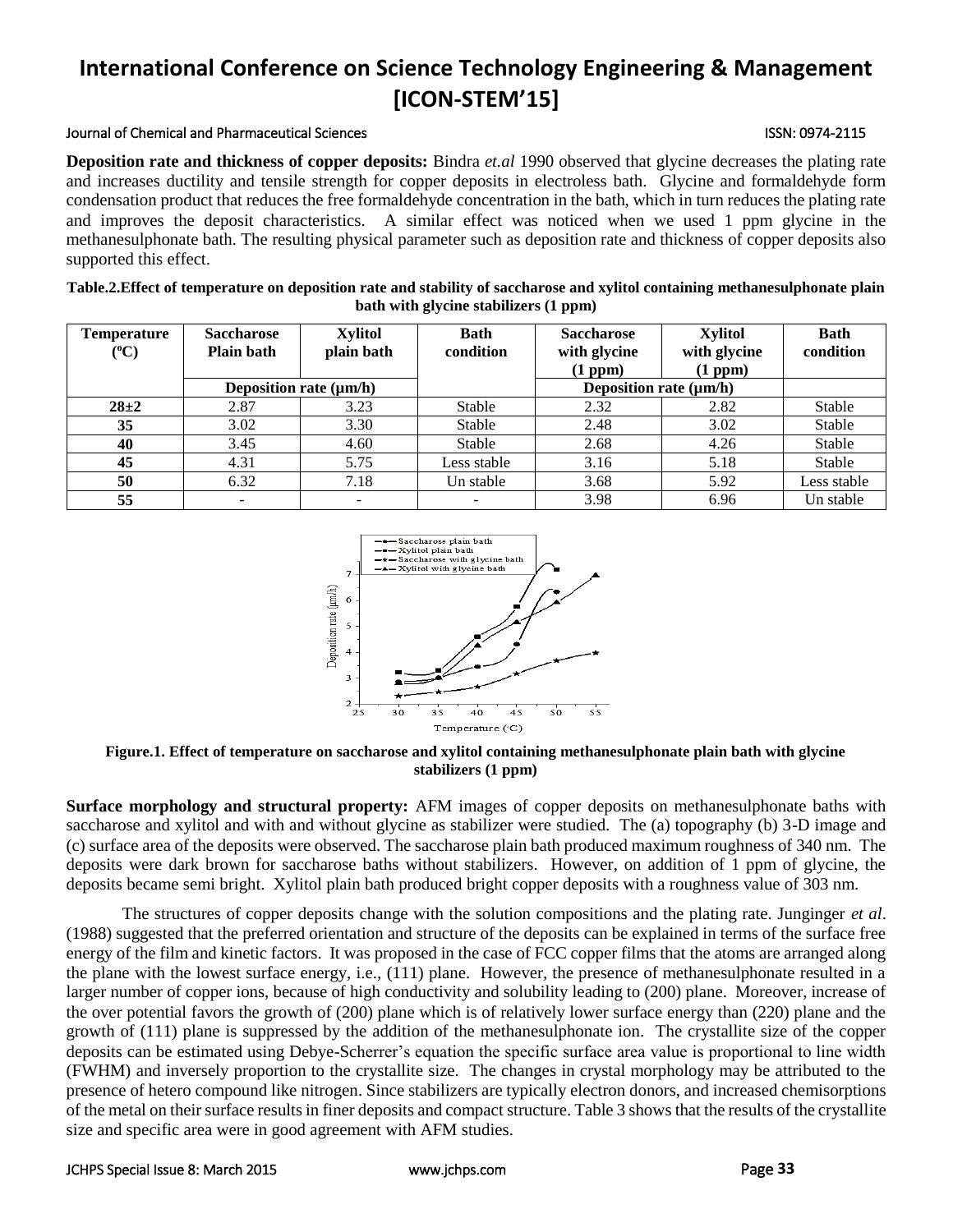**Deposition rate and thickness of copper deposits:** Bindra *et.al* 1990 observed that glycine decreases the plating rate and increases ductility and tensile strength for copper deposits in electroless bath. Glycine and formaldehyde form condensation product that reduces the free formaldehyde concentration in the bath, which in turn reduces the plating rate and improves the deposit characteristics. A similar effect was noticed when we used 1 ppm glycine in the methanesulphonate bath. The resulting physical parameter such as deposition rate and thickness of copper deposits also supported this effect.

**Table.2.Effect of temperature on deposition rate and stability of saccharose and xylitol containing methanesulphonate plain bath with glycine stabilizers (1 ppm)**

| Temperature (ºC) | Saccharose Plain bath | Xylitol plain bath | Bath condition | Saccharose with glycine (1 ppm) | Xylitol with glycine (1 ppm) | Bath condition |
|---|---|---|---|---|---|---|
| | Deposition rate (μm/h) | | | Deposition rate (μm/h) | | |
| **28±2** | 2.87 | 3.23 | Stable | 2.32 | 2.82 | Stable |
| **35** | 3.02 | 3.30 | Stable | 2.48 | 3.02 | Stable |
| **40** | 3.45 | 4.60 | Stable | 2.68 | 4.26 | Stable |
| **45** | 4.31 | 5.75 | Less stable | 3.16 | 5.18 | Stable |
| **50** | 6.32 | 7.18 | Un stable | 3.68 | 5.92 | Less stable |
| **55** | - | - | - | 3.98 | 6.96 | Un stable |

**Figure.1. Effect of temperature on saccharose and xylitol containing methanesulphonate plain bath with glycine stabilizers (1 ppm)**

**Surface morphology and structural property:** AFM images of copper deposits on methanesulphonate baths with saccharose and xylitol and with and without glycine as stabilizer were studied. The (a) topography (b) 3-D image and (c) surface area of the deposits were observed. The saccharose plain bath produced maximum roughness of 340 nm. The deposits were dark brown for saccharose baths without stabilizers. However, on addition of 1 ppm of glycine, the deposits became semi bright. Xylitol plain bath produced bright copper deposits with a roughness value of 303 nm.

The structures of copper deposits change with the solution compositions and the plating rate. Junginger *et al*. (1988) suggested that the preferred orientation and structure of the deposits can be explained in terms of the surface free energy of the film and kinetic factors. It was proposed in the case of FCC copper films that the atoms are arranged along the plane with the lowest surface energy, i.e., (111) plane. However, the presence of methanesulphonate resulted in a larger number of copper ions, because of high conductivity and solubility leading to (200) plane. Moreover, increase of the over potential favors the growth of (200) plane which is of relatively lower surface energy than (220) plane and the growth of (111) plane is suppressed by the addition of the methanesulphonate ion. The crystallite size of the copper deposits can be estimated using Debye-Scherrer's equation the specific surface area value is proportional to line width (FWHM) and inversely proportion to the crystallite size. The changes in crystal morphology may be attributed to the presence of hetero compound like nitrogen. Since stabilizers are typically electron donors, and increased chemisorptions of the metal on their surface results in finer deposits and compact structure. Table 3 shows that the results of the crystallite size and specific area were in good agreement with AFM studies.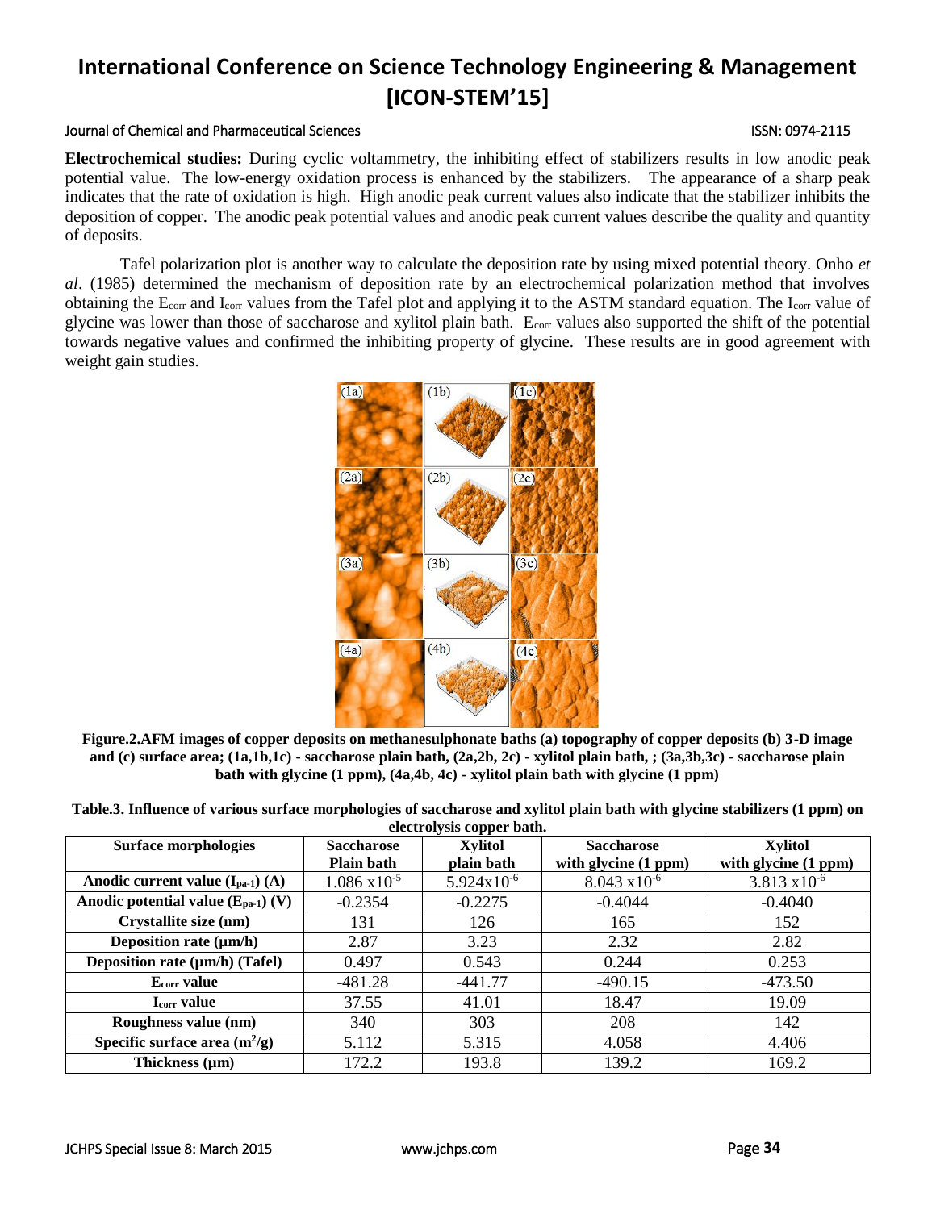**Electrochemical studies:** During cyclic voltammetry, the inhibiting effect of stabilizers results in low anodic peak potential value. The low-energy oxidation process is enhanced by the stabilizers. The appearance of a sharp peak indicates that the rate of oxidation is high. High anodic peak current values also indicate that the stabilizer inhibits the deposition of copper. The anodic peak potential values and anodic peak current values describe the quality and quantity of deposits.

Tafel polarization plot is another way to calculate the deposition rate by using mixed potential theory. Onho *et al*. (1985) determined the mechanism of deposition rate by an electrochemical polarization method that involves obtaining the $E_{corr}$ and $I_{corr}$ values from the Tafel plot and applying it to the ASTM standard equation. The $I_{corr}$ value of glycine was lower than those of saccharose and xylitol plain bath. $E_{corr}$ values also supported the shift of the potential towards negative values and confirmed the inhibiting property of glycine. These results are in good agreement with weight gain studies.

**Figure.2.AFM images of copper deposits on methanesulphonate baths (a) topography of copper deposits (b) 3-D image and (c) surface area; (1a,1b,1c) - saccharose plain bath, (2a,2b, 2c) - xylitol plain bath, ; (3a,3b,3c) - saccharose plain bath with glycine (1 ppm), (4a,4b, 4c) - xylitol plain bath with glycine (1 ppm)**

**Table.3. Influence of various surface morphologies of saccharose and xylitol plain bath with glycine stabilizers (1 ppm) on electrolysis copper bath.**

| Surface morphologies | Saccharose Plain bath | Xylitol plain bath | Saccharose with glycine (1 ppm) | Xylitol with glycine (1 ppm) |
|---|---|---|---|---|
| **Anodic current value ($I_{pa-1}$) (A)** | $1.086 \times 10^{-5}$ | $5.924 \times 10^{-6}$ | $8.043 \times 10^{-6}$ | $3.813 \times 10^{-6}$ |
| **Anodic potential value ($E_{pa-1}$) (V)** | -0.2354 | -0.2275 | -0.4044 | -0.4040 |
| **Crystallite size (nm)** | 131 | 126 | 165 | 152 |
| **Deposition rate (µm/h)** | 2.87 | 3.23 | 2.32 | 2.82 |
| **Deposition rate (µm/h) (Tafel)** | 0.497 | 0.543 | 0.244 | 0.253 |
| **$E_{corr}$ value** | -481.28 | -441.77 | -490.15 | -473.50 |
| **$I_{corr}$ value** | 37.55 | 41.01 | 18.47 | 19.09 |
| **Roughness value (nm)** | 340 | 303 | 208 | 142 |
| **Specific surface area ($m^2$/g)** | 5.112 | 5.315 | 4.058 | 4.406 |
| **Thickness (µm)** | 172.2 | 193.8 | 139.2 | 169.2 |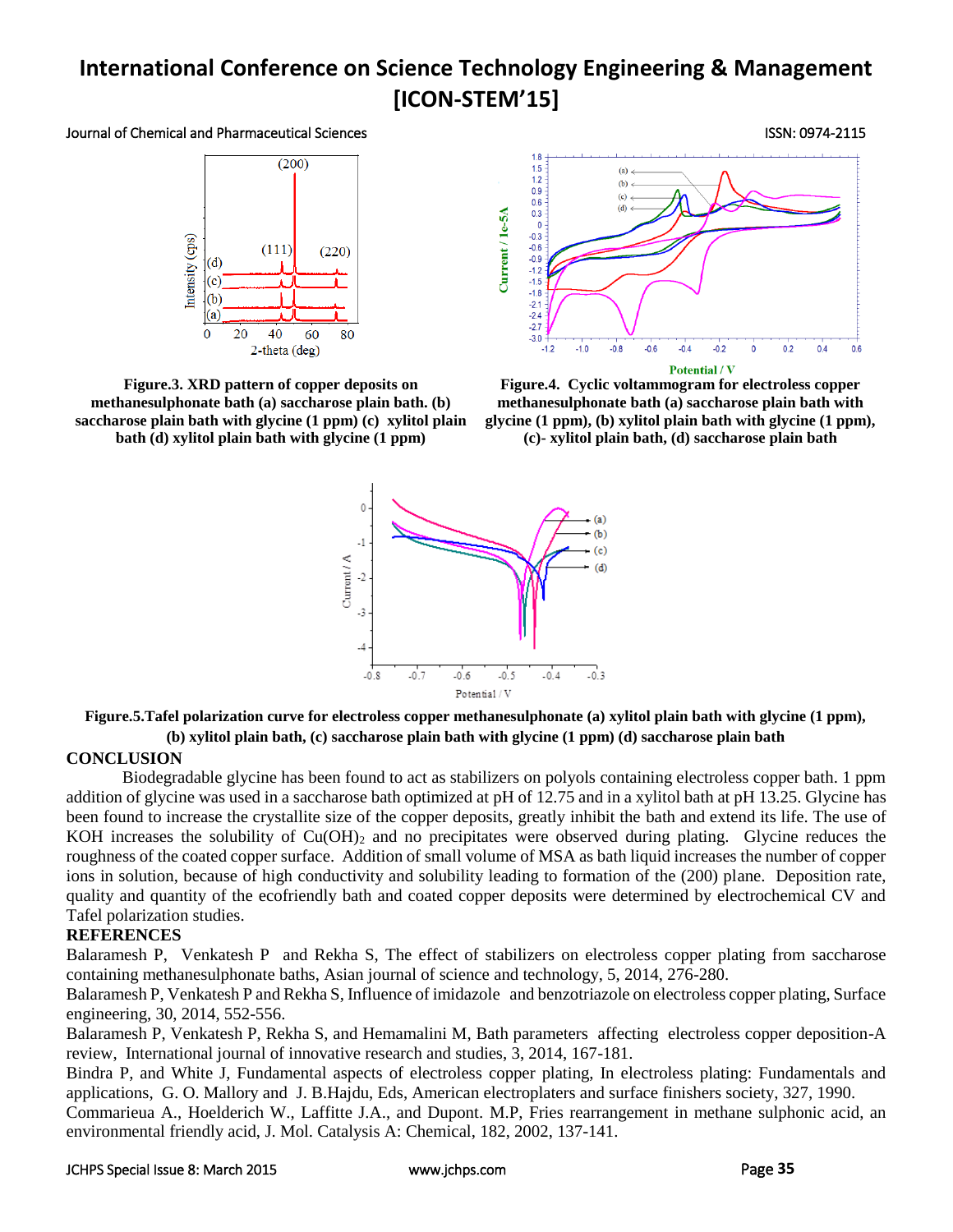(200)

(111)

(220)

Intensity (cps)

(d)

(c)

(b)

(a)

0 20 40 60 80

2-theta (deg)

**Figure.3. XRD pattern of copper deposits on methanesulphonate bath (a) saccharose plain bath. (b) saccharose plain bath with glycine (1 ppm) (c) xylitol plain bath (d) xylitol plain bath with glycine (1 ppm)**

(a)

(b)

(c)

(d)

Current / 1e-5A

1.8 1.5 1.2 0.9 0.6 0.3 0 -0.3 -0.6 -0.9 -1.2 -1.5 -1.8 -2.1 -2.4 -2.7 -3.0

-1.2 -1.0 -0.8 -0.6 -0.4 -0.2 0 0.2 0.4 0.6

Potential / V

**Figure.4. Cyclic voltammogram for electroless copper methanesulphonate bath (a) saccharose plain bath with glycine (1 ppm), (b) xylitol plain bath with glycine (1 ppm), (c)- xylitol plain bath, (d) saccharose plain bath**

(a)

(b)

(c)

(d)

Current / A

0 -1 -2 -3 -4

-0.8 -0.7 -0.6 -0.5 -0.4 -0.3

Potential / V

**Figure.5.Tafel polarization curve for electroless copper methanesulphonate (a) xylitol plain bath with glycine (1 ppm), (b) xylitol plain bath, (c) saccharose plain bath with glycine (1 ppm) (d) saccharose plain bath**

## CONCLUSION

Biodegradable glycine has been found to act as stabilizers on polyols containing electroless copper bath. 1 ppm addition of glycine was used in a saccharose bath optimized at pH of 12.75 and in a xylitol bath at pH 13.25. Glycine has been found to increase the crystallite size of the copper deposits, greatly inhibit the bath and extend its life. The use of KOH increases the solubility of $Cu(OH)_2$ and no precipitates were observed during plating. Glycine reduces the roughness of the coated copper surface. Addition of small volume of MSA as bath liquid increases the number of copper ions in solution, because of high conductivity and solubility leading to formation of the (200) plane. Deposition rate, quality and quantity of the ecofriendly bath and coated copper deposits were determined by electrochemical CV and Tafel polarization studies.

## REFERENCES

Balaramesh P, Venkatesh P and Rekha S, The effect of stabilizers on electroless copper plating from saccharose containing methanesulphonate baths, Asian journal of science and technology, 5, 2014, 276-280.

Balaramesh P, Venkatesh P and Rekha S, Influence of imidazole and benzotriazole on electroless copper plating, Surface engineering, 30, 2014, 552-556.

Balaramesh P, Venkatesh P, Rekha S, and Hemamalini M, Bath parameters affecting electroless copper deposition-A review, International journal of innovative research and studies, 3, 2014, 167-181.

Bindra P, and White J, Fundamental aspects of electroless copper plating, In electroless plating: Fundamentals and applications, G. O. Mallory and J. B.Hajdu, Eds, American electroplaters and surface finishers society, 327, 1990.

Commarieua A., Hoelderich W., Laffitte J.A., and Dupont. M.P, Fries rearrangement in methane sulphonic acid, an environmental friendly acid, J. Mol. Catalysis A: Chemical, 182, 2002, 137-141.